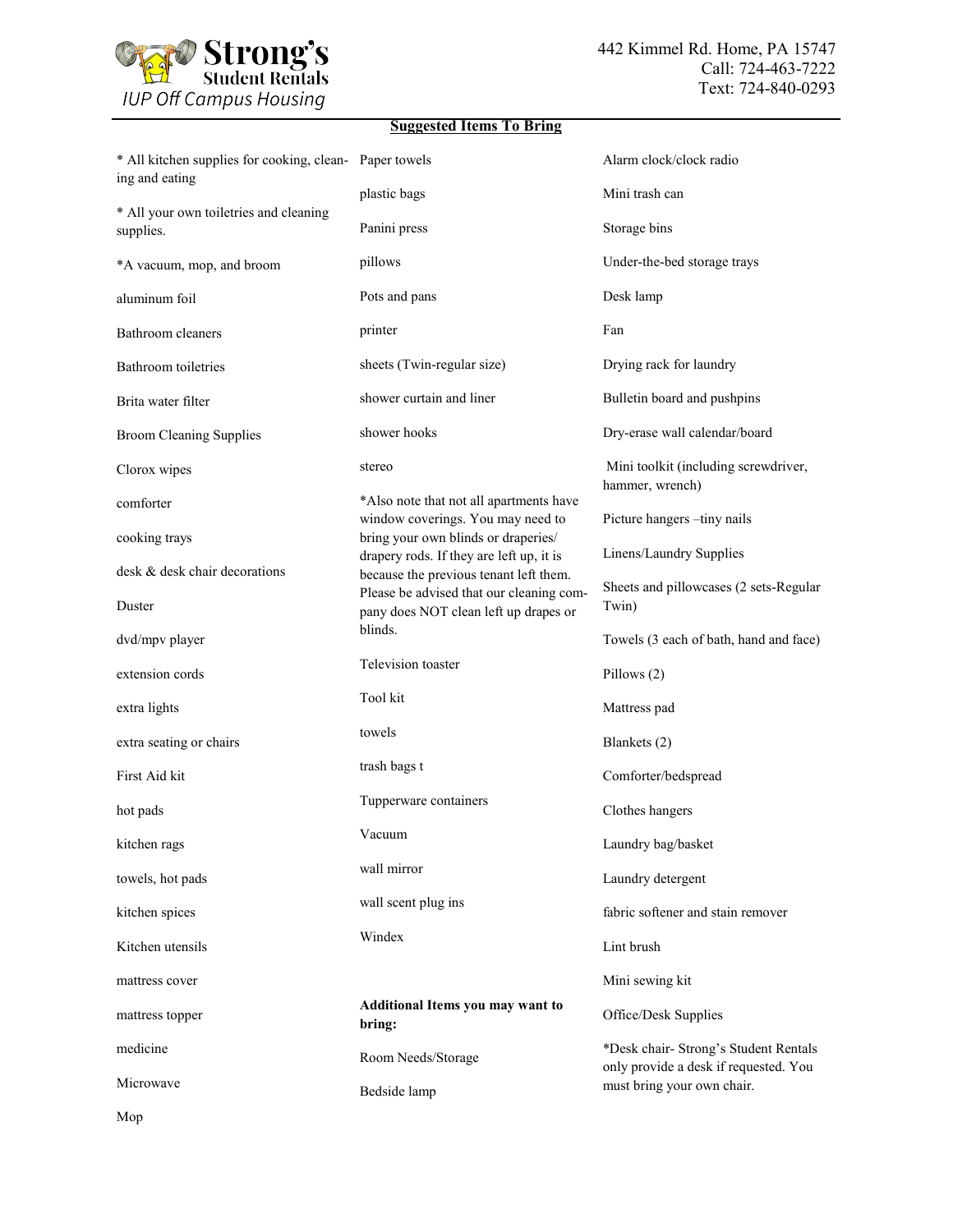**Strong's Student Rentals**
*IUP Off Campus Housing*

442 Kimmel Rd. Home, PA 15747
Call: 724-463-7222
Text: 724-840-0293

## Suggested Items To Bring

* All kitchen supplies for cooking, cleaning and eating

* All your own toiletries and cleaning supplies.

*A vacuum, mop, and broom

aluminum foil

Bathroom cleaners

Bathroom toiletries

Brita water filter

Broom Cleaning Supplies

Clorox wipes

comforter

cooking trays

desk & desk chair decorations

Duster

dvd/mpv player

extension cords

extra lights

extra seating or chairs

First Aid kit

hot pads

kitchen rags

towels, hot pads

kitchen spices

Kitchen utensils

mattress cover

mattress topper

medicine

Microwave

Mop

Paper towels

plastic bags

Panini press

pillows

Pots and pans

printer

sheets (Twin-regular size)

shower curtain and liner

shower hooks

stereo

*Also note that not all apartments have window coverings. You may need to bring your own blinds or draperies/ drapery rods. If they are left up, it is because the previous tenant left them. Please be advised that our cleaning company does NOT clean left up drapes or blinds.

Television toaster

Tool kit

towels

trash bags t

Tupperware containers

Vacuum

wall mirror

wall scent plug ins

Windex

**Additional Items you may want to bring:**

Room Needs/Storage

Bedside lamp

Alarm clock/clock radio

Mini trash can

Storage bins

Under-the-bed storage trays

Desk lamp

Fan

Drying rack for laundry

Bulletin board and pushpins

Dry-erase wall calendar/board

Mini toolkit (including screwdriver, hammer, wrench)

Picture hangers –tiny nails

Linens/Laundry Supplies

Sheets and pillowcases (2 sets-Regular Twin)

Towels (3 each of bath, hand and face)

Pillows (2)

Mattress pad

Blankets (2)

Comforter/bedspread

Clothes hangers

Laundry bag/basket

Laundry detergent

fabric softener and stain remover

Lint brush

Mini sewing kit

Office/Desk Supplies

*Desk chair- Strong's Student Rentals only provide a desk if requested. You must bring your own chair.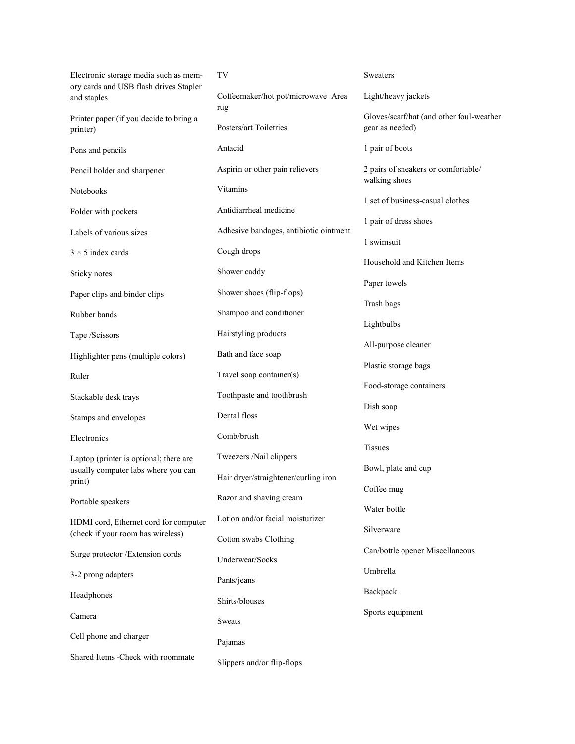Electronic storage media such as memory cards and USB flash drives Stapler and staples

Printer paper (if you decide to bring a printer)

Pens and pencils

Pencil holder and sharpener

Notebooks

Folder with pockets

Labels of various sizes

3 × 5 index cards

Sticky notes

Paper clips and binder clips

Rubber bands

Tape /Scissors

Highlighter pens (multiple colors)

Ruler

Stackable desk trays

Stamps and envelopes

Electronics

Laptop (printer is optional; there are usually computer labs where you can print)

Portable speakers

HDMI cord, Ethernet cord for computer (check if your room has wireless)

Surge protector /Extension cords

3-2 prong adapters

Headphones

Camera

Cell phone and charger

Shared Items -Check with roommate

TV

Coffeemaker/hot pot/microwave Area rug

Posters/art Toiletries

Antacid

Aspirin or other pain relievers

Vitamins

Antidiarrheal medicine

Adhesive bandages, antibiotic ointment

Cough drops

Shower caddy

Shower shoes (flip-flops)

Shampoo and conditioner

Hairstyling products

Bath and face soap

Travel soap container(s)

Toothpaste and toothbrush

Dental floss

Comb/brush

Tweezers /Nail clippers

Hair dryer/straightener/curling iron

Razor and shaving cream

Lotion and/or facial moisturizer

Cotton swabs Clothing

Underwear/Socks

Pants/jeans

Shirts/blouses

Sweats

Pajamas

Slippers and/or flip-flops

Sweaters

Light/heavy jackets

Gloves/scarf/hat (and other foul-weather gear as needed)

1 pair of boots

2 pairs of sneakers or comfortable/ walking shoes

1 set of business-casual clothes

1 pair of dress shoes

1 swimsuit

Household and Kitchen Items

Paper towels

Trash bags

Lightbulbs

All-purpose cleaner

Plastic storage bags

Food-storage containers

Dish soap

Wet wipes

Tissues

Bowl, plate and cup

Coffee mug

Water bottle

Silverware

Can/bottle opener Miscellaneous

Umbrella

Backpack

Sports equipment